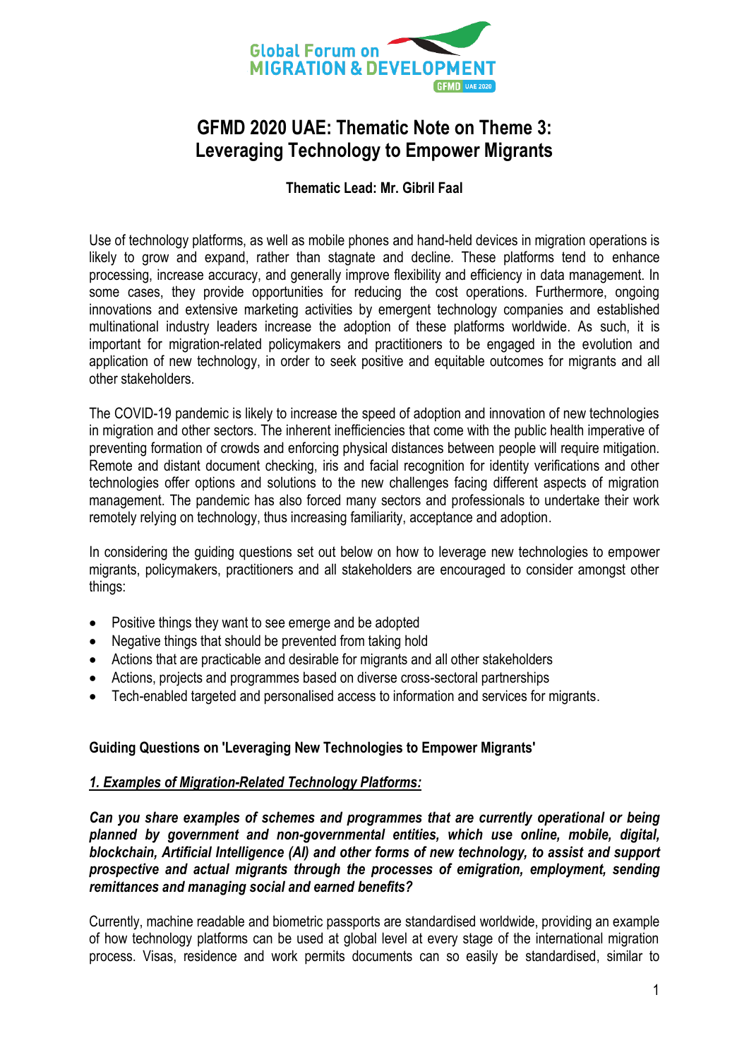# GFMD 2020 UAE: Thematic Note on Theme 3: Leveraging Technology to Empower Migrants

**Thematic Lead: Mr. Gibril Faal**

Use of technology platforms, as well as mobile phones and hand-held devices in migration operations is likely to grow and expand, rather than stagnate and decline. These platforms tend to enhance processing, increase accuracy, and generally improve flexibility and efficiency in data management. In some cases, they provide opportunities for reducing the cost operations. Furthermore, ongoing innovations and extensive marketing activities by emergent technology companies and established multinational industry leaders increase the adoption of these platforms worldwide. As such, it is important for migration-related policymakers and practitioners to be engaged in the evolution and application of new technology, in order to seek positive and equitable outcomes for migrants and all other stakeholders.

The COVID-19 pandemic is likely to increase the speed of adoption and innovation of new technologies in migration and other sectors. The inherent inefficiencies that come with the public health imperative of preventing formation of crowds and enforcing physical distances between people will require mitigation. Remote and distant document checking, iris and facial recognition for identity verifications and other technologies offer options and solutions to the new challenges facing different aspects of migration management. The pandemic has also forced many sectors and professionals to undertake their work remotely relying on technology, thus increasing familiarity, acceptance and adoption.

In considering the guiding questions set out below on how to leverage new technologies to empower migrants, policymakers, practitioners and all stakeholders are encouraged to consider amongst other things:

- Positive things they want to see emerge and be adopted
- Negative things that should be prevented from taking hold
- Actions that are practicable and desirable for migrants and all other stakeholders
- Actions, projects and programmes based on diverse cross-sectoral partnerships
- Tech-enabled targeted and personalised access to information and services for migrants.

## Guiding Questions on 'Leveraging New Technologies to Empower Migrants'

### *1. Examples of Migration-Related Technology Platforms:*

***Can you share examples of schemes and programmes that are currently operational or being planned by government and non-governmental entities, which use online, mobile, digital, blockchain, Artificial Intelligence (AI) and other forms of new technology, to assist and support prospective and actual migrants through the processes of emigration, employment, sending remittances and managing social and earned benefits?***

Currently, machine readable and biometric passports are standardised worldwide, providing an example of how technology platforms can be used at global level at every stage of the international migration process. Visas, residence and work permits documents can so easily be standardised, similar to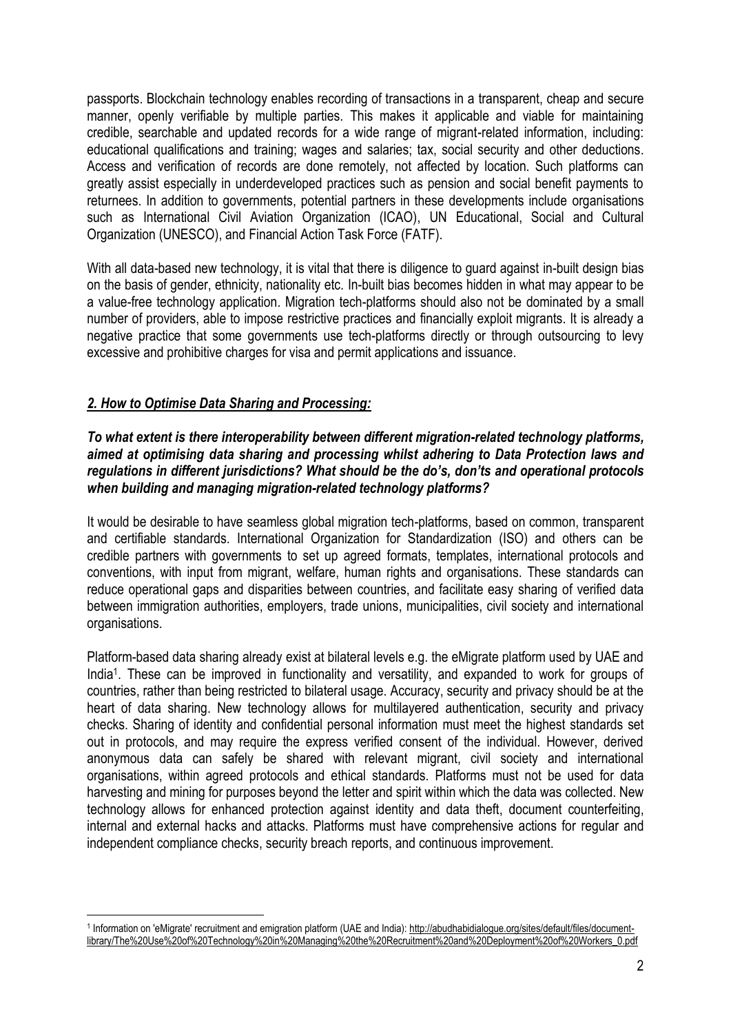passports. Blockchain technology enables recording of transactions in a transparent, cheap and secure manner, openly verifiable by multiple parties. This makes it applicable and viable for maintaining credible, searchable and updated records for a wide range of migrant-related information, including: educational qualifications and training; wages and salaries; tax, social security and other deductions. Access and verification of records are done remotely, not affected by location. Such platforms can greatly assist especially in underdeveloped practices such as pension and social benefit payments to returnees. In addition to governments, potential partners in these developments include organisations such as International Civil Aviation Organization (ICAO), UN Educational, Social and Cultural Organization (UNESCO), and Financial Action Task Force (FATF).

With all data-based new technology, it is vital that there is diligence to guard against in-built design bias on the basis of gender, ethnicity, nationality etc. In-built bias becomes hidden in what may appear to be a value-free technology application. Migration tech-platforms should also not be dominated by a small number of providers, able to impose restrictive practices and financially exploit migrants. It is already a negative practice that some governments use tech-platforms directly or through outsourcing to levy excessive and prohibitive charges for visa and permit applications and issuance.

## *2. How to Optimise Data Sharing and Processing:*

***To what extent is there interoperability between different migration-related technology platforms, aimed at optimising data sharing and processing whilst adhering to Data Protection laws and regulations in different jurisdictions? What should be the do's, don'ts and operational protocols when building and managing migration-related technology platforms?***

It would be desirable to have seamless global migration tech-platforms, based on common, transparent and certifiable standards. International Organization for Standardization (ISO) and others can be credible partners with governments to set up agreed formats, templates, international protocols and conventions, with input from migrant, welfare, human rights and organisations. These standards can reduce operational gaps and disparities between countries, and facilitate easy sharing of verified data between immigration authorities, employers, trade unions, municipalities, civil society and international organisations.

Platform-based data sharing already exist at bilateral levels e.g. the eMigrate platform used by UAE and India[1]. These can be improved in functionality and versatility, and expanded to work for groups of countries, rather than being restricted to bilateral usage. Accuracy, security and privacy should be at the heart of data sharing. New technology allows for multilayered authentication, security and privacy checks. Sharing of identity and confidential personal information must meet the highest standards set out in protocols, and may require the express verified consent of the individual. However, derived anonymous data can safely be shared with relevant migrant, civil society and international organisations, within agreed protocols and ethical standards. Platforms must not be used for data harvesting and mining for purposes beyond the letter and spirit within which the data was collected. New technology allows for enhanced protection against identity and data theft, document counterfeiting, internal and external hacks and attacks. Platforms must have comprehensive actions for regular and independent compliance checks, security breach reports, and continuous improvement.

---

[1] Information on 'eMigrate' recruitment and emigration platform (UAE and India): http://abudhabidialogue.org/sites/default/files/document-library/The%20Use%20of%20Technology%20in%20Managing%20the%20Recruitment%20and%20Deployment%20of%20Workers_0.pdf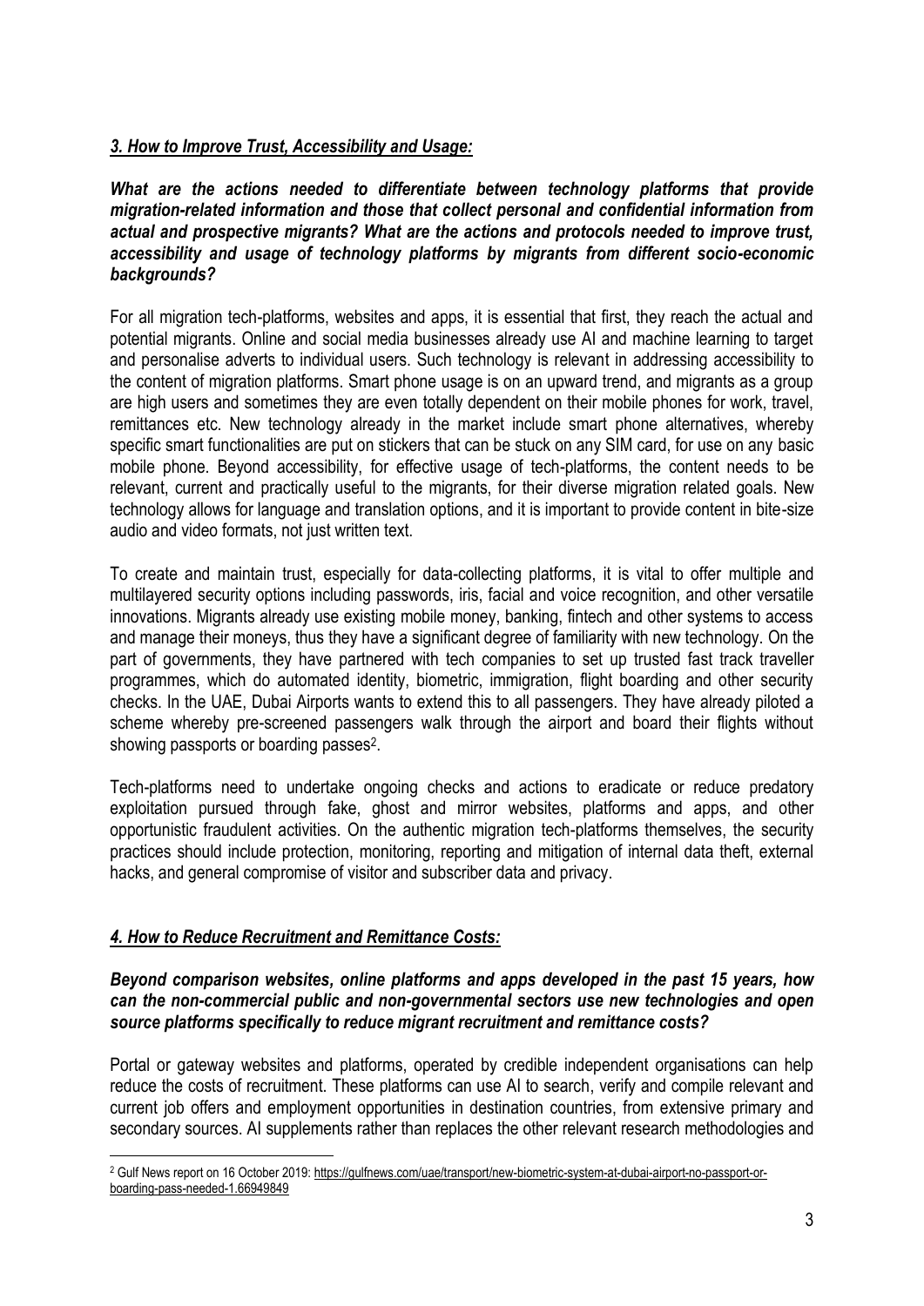### *3. How to Improve Trust, Accessibility and Usage:*

***What are the actions needed to differentiate between technology platforms that provide migration-related information and those that collect personal and confidential information from actual and prospective migrants? What are the actions and protocols needed to improve trust, accessibility and usage of technology platforms by migrants from different socio-economic backgrounds?***

For all migration tech-platforms, websites and apps, it is essential that first, they reach the actual and potential migrants. Online and social media businesses already use AI and machine learning to target and personalise adverts to individual users. Such technology is relevant in addressing accessibility to the content of migration platforms. Smart phone usage is on an upward trend, and migrants as a group are high users and sometimes they are even totally dependent on their mobile phones for work, travel, remittances etc. New technology already in the market include smart phone alternatives, whereby specific smart functionalities are put on stickers that can be stuck on any SIM card, for use on any basic mobile phone. Beyond accessibility, for effective usage of tech-platforms, the content needs to be relevant, current and practically useful to the migrants, for their diverse migration related goals. New technology allows for language and translation options, and it is important to provide content in bite-size audio and video formats, not just written text.

To create and maintain trust, especially for data-collecting platforms, it is vital to offer multiple and multilayered security options including passwords, iris, facial and voice recognition, and other versatile innovations. Migrants already use existing mobile money, banking, fintech and other systems to access and manage their moneys, thus they have a significant degree of familiarity with new technology. On the part of governments, they have partnered with tech companies to set up trusted fast track traveller programmes, which do automated identity, biometric, immigration, flight boarding and other security checks. In the UAE, Dubai Airports wants to extend this to all passengers. They have already piloted a scheme whereby pre-screened passengers walk through the airport and board their flights without showing passports or boarding passes[2].

Tech-platforms need to undertake ongoing checks and actions to eradicate or reduce predatory exploitation pursued through fake, ghost and mirror websites, platforms and apps, and other opportunistic fraudulent activities. On the authentic migration tech-platforms themselves, the security practices should include protection, monitoring, reporting and mitigation of internal data theft, external hacks, and general compromise of visitor and subscriber data and privacy.

### *4. How to Reduce Recruitment and Remittance Costs:*

***Beyond comparison websites, online platforms and apps developed in the past 15 years, how can the non-commercial public and non-governmental sectors use new technologies and open source platforms specifically to reduce migrant recruitment and remittance costs?***

Portal or gateway websites and platforms, operated by credible independent organisations can help reduce the costs of recruitment. These platforms can use AI to search, verify and compile relevant and current job offers and employment opportunities in destination countries, from extensive primary and secondary sources. AI supplements rather than replaces the other relevant research methodologies and

---

[2] Gulf News report on 16 October 2019: https://gulfnews.com/uae/transport/new-biometric-system-at-dubai-airport-no-passport-or-boarding-pass-needed-1.66949849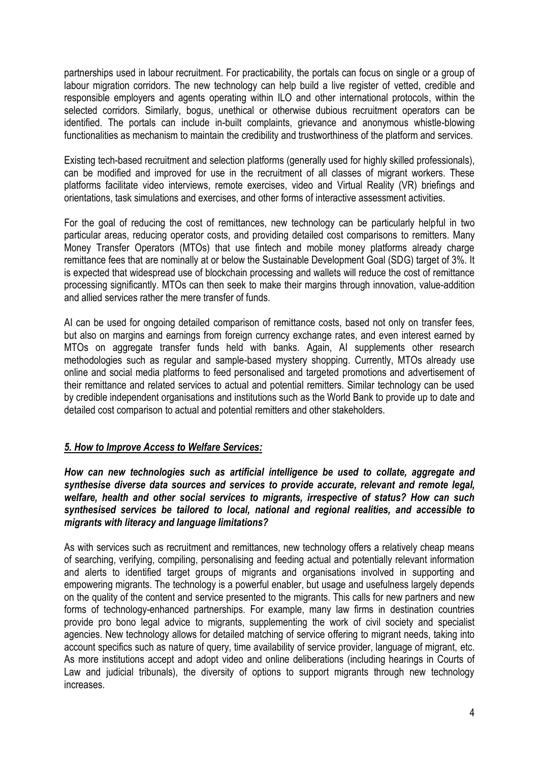partnerships used in labour recruitment. For practicability, the portals can focus on single or a group of labour migration corridors. The new technology can help build a live register of vetted, credible and responsible employers and agents operating within ILO and other international protocols, within the selected corridors. Similarly, bogus, unethical or otherwise dubious recruitment operators can be identified. The portals can include in-built complaints, grievance and anonymous whistle-blowing functionalities as mechanism to maintain the credibility and trustworthiness of the platform and services.

Existing tech-based recruitment and selection platforms (generally used for highly skilled professionals), can be modified and improved for use in the recruitment of all classes of migrant workers. These platforms facilitate video interviews, remote exercises, video and Virtual Reality (VR) briefings and orientations, task simulations and exercises, and other forms of interactive assessment activities.

For the goal of reducing the cost of remittances, new technology can be particularly helpful in two particular areas, reducing operator costs, and providing detailed cost comparisons to remitters. Many Money Transfer Operators (MTOs) that use fintech and mobile money platforms already charge remittance fees that are nominally at or below the Sustainable Development Goal (SDG) target of 3%. It is expected that widespread use of blockchain processing and wallets will reduce the cost of remittance processing significantly. MTOs can then seek to make their margins through innovation, value-addition and allied services rather the mere transfer of funds.

AI can be used for ongoing detailed comparison of remittance costs, based not only on transfer fees, but also on margins and earnings from foreign currency exchange rates, and even interest earned by MTOs on aggregate transfer funds held with banks. Again, AI supplements other research methodologies such as regular and sample-based mystery shopping. Currently, MTOs already use online and social media platforms to feed personalised and targeted promotions and advertisement of their remittance and related services to actual and potential remitters. Similar technology can be used by credible independent organisations and institutions such as the World Bank to provide up to date and detailed cost comparison to actual and potential remitters and other stakeholders.

### ***5. How to Improve Access to Welfare Services:***

***How can new technologies such as artificial intelligence be used to collate, aggregate and synthesise diverse data sources and services to provide accurate, relevant and remote legal, welfare, health and other social services to migrants, irrespective of status? How can such synthesised services be tailored to local, national and regional realities, and accessible to migrants with literacy and language limitations?***

As with services such as recruitment and remittances, new technology offers a relatively cheap means of searching, verifying, compiling, personalising and feeding actual and potentially relevant information and alerts to identified target groups of migrants and organisations involved in supporting and empowering migrants. The technology is a powerful enabler, but usage and usefulness largely depends on the quality of the content and service presented to the migrants. This calls for new partners and new forms of technology-enhanced partnerships. For example, many law firms in destination countries provide pro bono legal advice to migrants, supplementing the work of civil society and specialist agencies. New technology allows for detailed matching of service offering to migrant needs, taking into account specifics such as nature of query, time availability of service provider, language of migrant, etc. As more institutions accept and adopt video and online deliberations (including hearings in Courts of Law and judicial tribunals), the diversity of options to support migrants through new technology increases.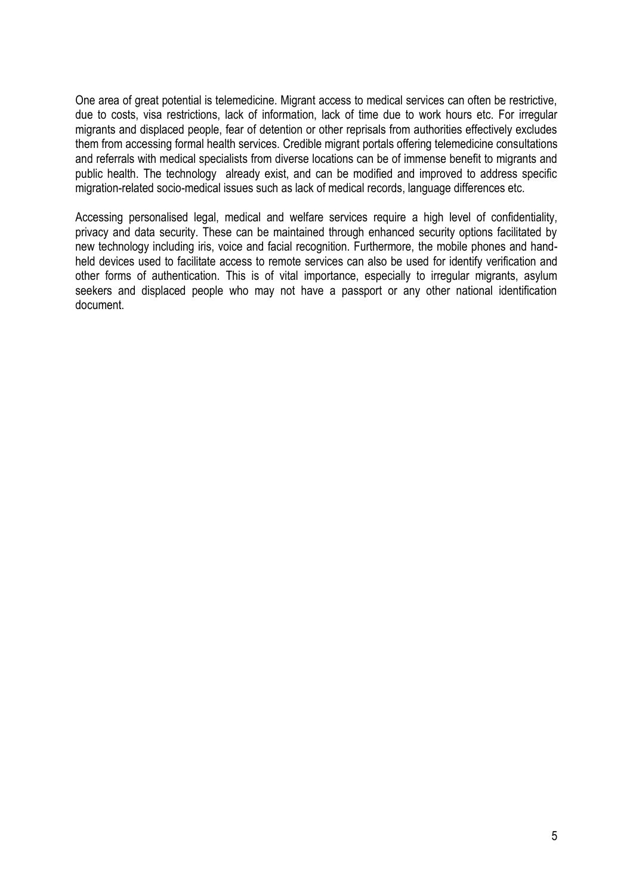One area of great potential is telemedicine. Migrant access to medical services can often be restrictive, due to costs, visa restrictions, lack of information, lack of time due to work hours etc. For irregular migrants and displaced people, fear of detention or other reprisals from authorities effectively excludes them from accessing formal health services. Credible migrant portals offering telemedicine consultations and referrals with medical specialists from diverse locations can be of immense benefit to migrants and public health. The technology already exist, and can be modified and improved to address specific migration-related socio-medical issues such as lack of medical records, language differences etc.

Accessing personalised legal, medical and welfare services require a high level of confidentiality, privacy and data security. These can be maintained through enhanced security options facilitated by new technology including iris, voice and facial recognition. Furthermore, the mobile phones and hand-held devices used to facilitate access to remote services can also be used for identify verification and other forms of authentication. This is of vital importance, especially to irregular migrants, asylum seekers and displaced people who may not have a passport or any other national identification document.